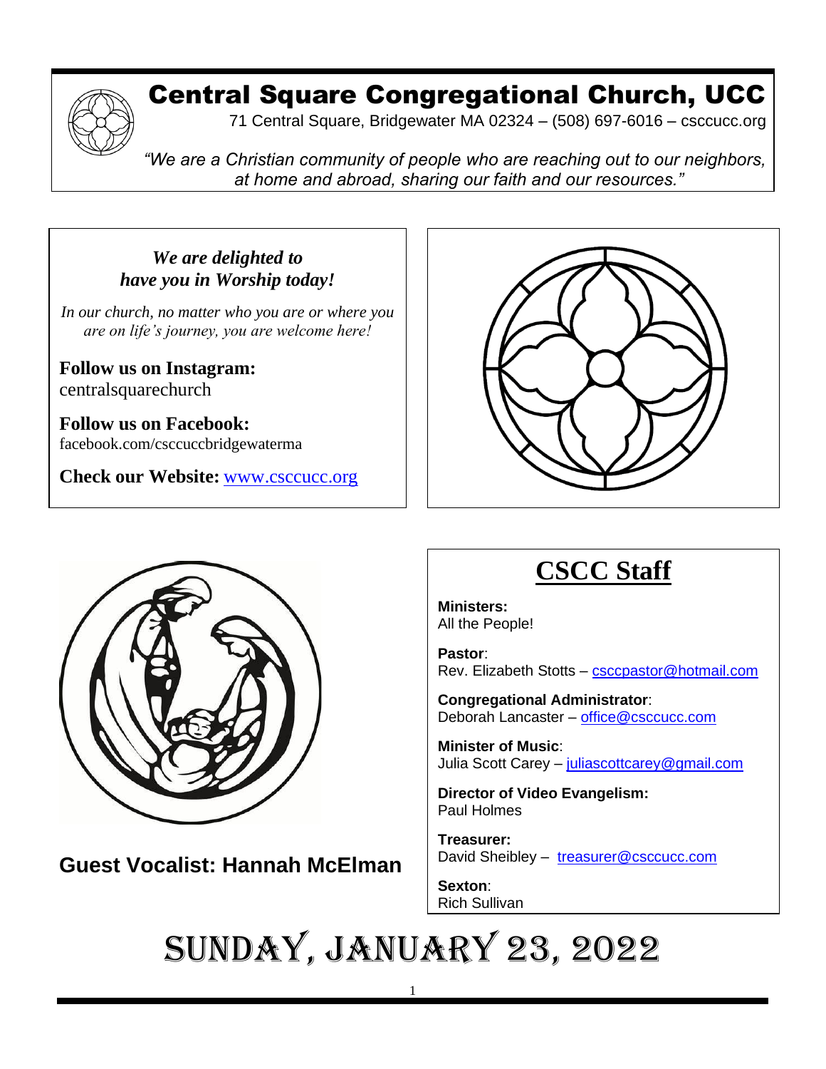# Central Square Congregational Church, UCC

71 Central Square, Bridgewater MA 02324 – (508) 697-6016 – csccucc.org

*"We are a Christian community of people who are reaching out to our neighbors, at home and abroad, sharing our faith and our resources."*

***We are delighted to have you in Worship today!***

*In our church, no matter who you are or where you are on life's journey, you are welcome here!*

**Follow us on Instagram:**
centralsquarechurch

**Follow us on Facebook:**
facebook.com/csccuccbridgewaterma

**Check our Website:** www.csccucc.org

**Guest Vocalist: Hannah McElman**

## CSCC Staff

**Ministers:**
All the People!

**Pastor**:
Rev. Elizabeth Stotts – csccpastor@hotmail.com

**Congregational Administrator**:
Deborah Lancaster – office@csccucc.com

**Minister of Music**:
Julia Scott Carey – juliascottcarey@gmail.com

**Director of Video Evangelism:**
Paul Holmes

**Treasurer:**
David Sheibley – treasurer@csccucc.com

**Sexton**:
Rich Sullivan

# Sunday, January 23, 2022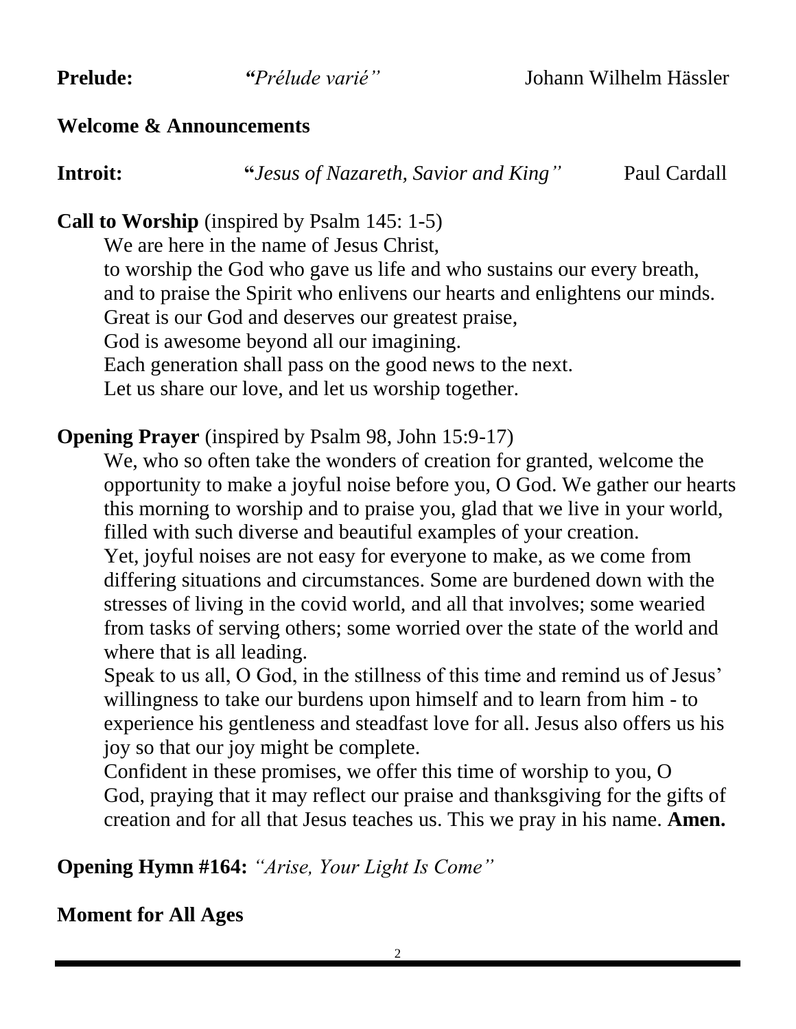**Prelude:** *"Prélude varié"* Johann Wilhelm Hässler

**Welcome & Announcements**

**Introit:** **"***Jesus of Nazareth, Savior and King"* Paul Cardall

**Call to Worship** (inspired by Psalm 145: 1-5)

We are here in the name of Jesus Christ,
to worship the God who gave us life and who sustains our every breath,
and to praise the Spirit who enlivens our hearts and enlightens our minds.
Great is our God and deserves our greatest praise,
God is awesome beyond all our imagining.
Each generation shall pass on the good news to the next.
Let us share our love, and let us worship together.

**Opening Prayer** (inspired by Psalm 98, John 15:9-17)

We, who so often take the wonders of creation for granted, welcome the opportunity to make a joyful noise before you, O God. We gather our hearts this morning to worship and to praise you, glad that we live in your world, filled with such diverse and beautiful examples of your creation.
Yet, joyful noises are not easy for everyone to make, as we come from differing situations and circumstances. Some are burdened down with the stresses of living in the covid world, and all that involves; some wearied from tasks of serving others; some worried over the state of the world and where that is all leading.
Speak to us all, O God, in the stillness of this time and remind us of Jesus' willingness to take our burdens upon himself and to learn from him - to experience his gentleness and steadfast love for all. Jesus also offers us his joy so that our joy might be complete.
Confident in these promises, we offer this time of worship to you, O God, praying that it may reflect our praise and thanksgiving for the gifts of creation and for all that Jesus teaches us. This we pray in his name. **Amen.**

**Opening Hymn #164:** *"Arise, Your Light Is Come"*

**Moment for All Ages**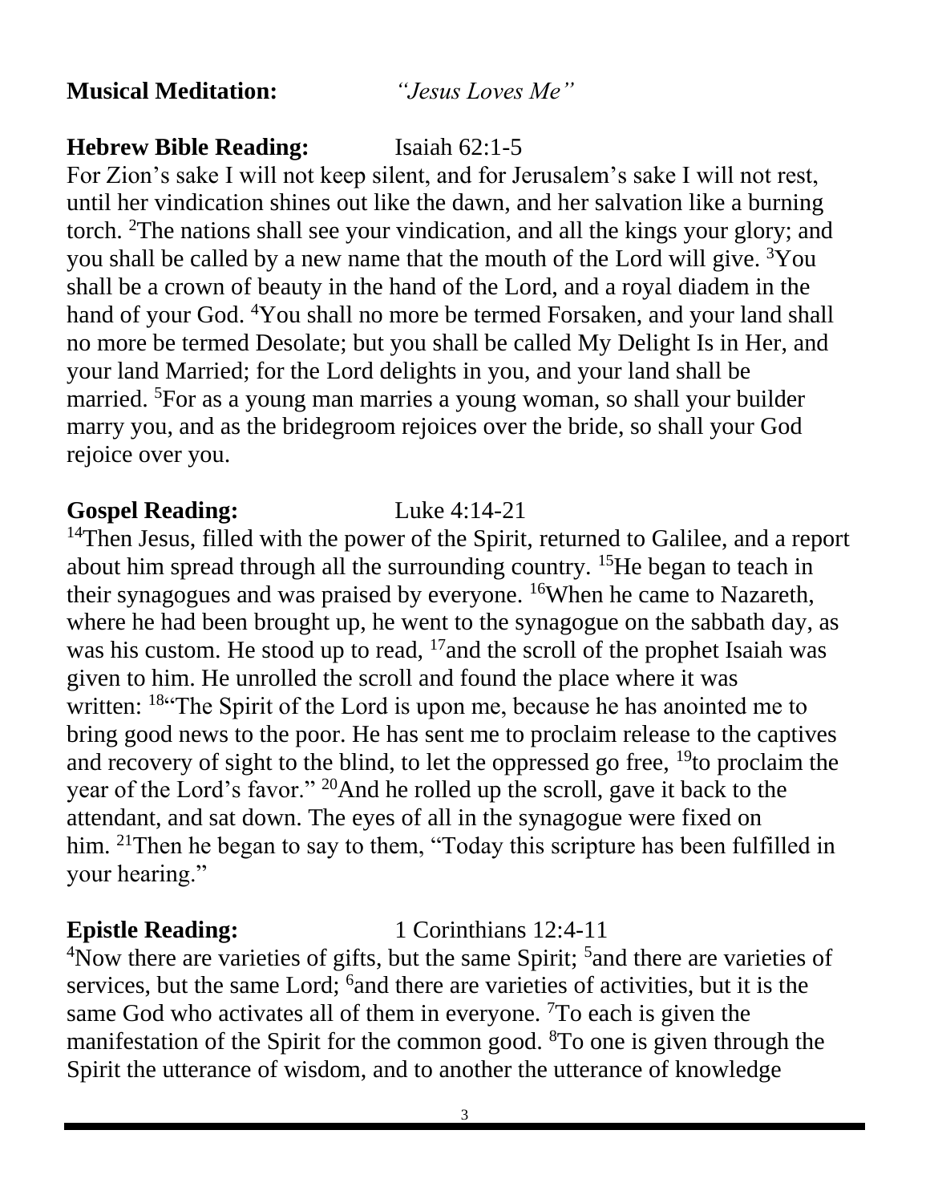**Musical Meditation:** *"Jesus Loves Me"*

**Hebrew Bible Reading:** Isaiah 62:1-5

For Zion's sake I will not keep silent, and for Jerusalem's sake I will not rest, until her vindication shines out like the dawn, and her salvation like a burning torch. [2]The nations shall see your vindication, and all the kings your glory; and you shall be called by a new name that the mouth of the Lord will give. [3]You shall be a crown of beauty in the hand of the Lord, and a royal diadem in the hand of your God. [4]You shall no more be termed Forsaken, and your land shall no more be termed Desolate; but you shall be called My Delight Is in Her, and your land Married; for the Lord delights in you, and your land shall be married. [5]For as a young man marries a young woman, so shall your builder marry you, and as the bridegroom rejoices over the bride, so shall your God rejoice over you.

**Gospel Reading:** Luke 4:14-21

[14]Then Jesus, filled with the power of the Spirit, returned to Galilee, and a report about him spread through all the surrounding country. [15]He began to teach in their synagogues and was praised by everyone. [16]When he came to Nazareth, where he had been brought up, he went to the synagogue on the sabbath day, as was his custom. He stood up to read, [17]and the scroll of the prophet Isaiah was given to him. He unrolled the scroll and found the place where it was written: [18]"The Spirit of the Lord is upon me, because he has anointed me to bring good news to the poor. He has sent me to proclaim release to the captives and recovery of sight to the blind, to let the oppressed go free, [19]to proclaim the year of the Lord's favor." [20]And he rolled up the scroll, gave it back to the attendant, and sat down. The eyes of all in the synagogue were fixed on him. [21]Then he began to say to them, "Today this scripture has been fulfilled in your hearing."

**Epistle Reading:** 1 Corinthians 12:4-11

[4]Now there are varieties of gifts, but the same Spirit; [5]and there are varieties of services, but the same Lord; [6]and there are varieties of activities, but it is the same God who activates all of them in everyone. [7]To each is given the manifestation of the Spirit for the common good. [8]To one is given through the Spirit the utterance of wisdom, and to another the utterance of knowledge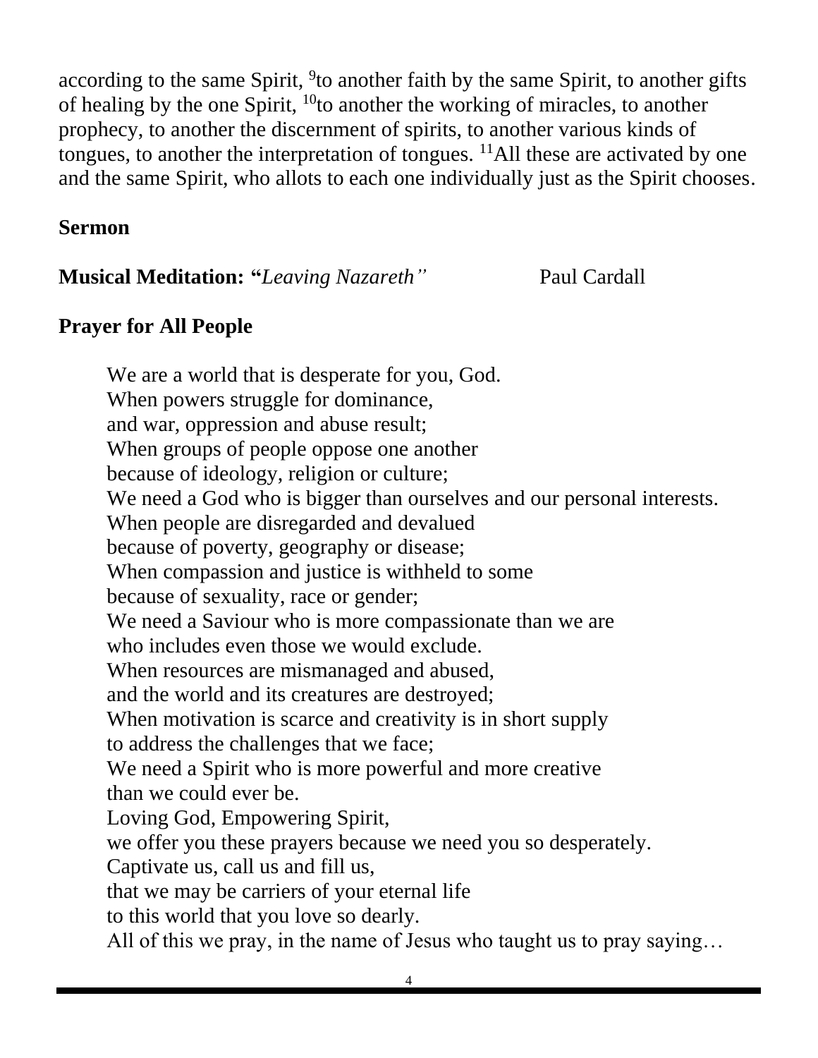according to the same Spirit, [9]to another faith by the same Spirit, to another gifts of healing by the one Spirit, [10]to another the working of miracles, to another prophecy, to another the discernment of spirits, to another various kinds of tongues, to another the interpretation of tongues. [11]All these are activated by one and the same Spirit, who allots to each one individually just as the Spirit chooses.

**Sermon**

**Musical Meditation: "***Leaving Nazareth"* Paul Cardall

**Prayer for All People**

> We are a world that is desperate for you, God.
> When powers struggle for dominance,
> and war, oppression and abuse result;
> When groups of people oppose one another
> because of ideology, religion or culture;
> We need a God who is bigger than ourselves and our personal interests.
> When people are disregarded and devalued
> because of poverty, geography or disease;
> When compassion and justice is withheld to some
> because of sexuality, race or gender;
> We need a Saviour who is more compassionate than we are
> who includes even those we would exclude.
> When resources are mismanaged and abused,
> and the world and its creatures are destroyed;
> When motivation is scarce and creativity is in short supply
> to address the challenges that we face;
> We need a Spirit who is more powerful and more creative
> than we could ever be.
> Loving God, Empowering Spirit,
> we offer you these prayers because we need you so desperately.
> Captivate us, call us and fill us,
> that we may be carriers of your eternal life
> to this world that you love so dearly.
> All of this we pray, in the name of Jesus who taught us to pray saying…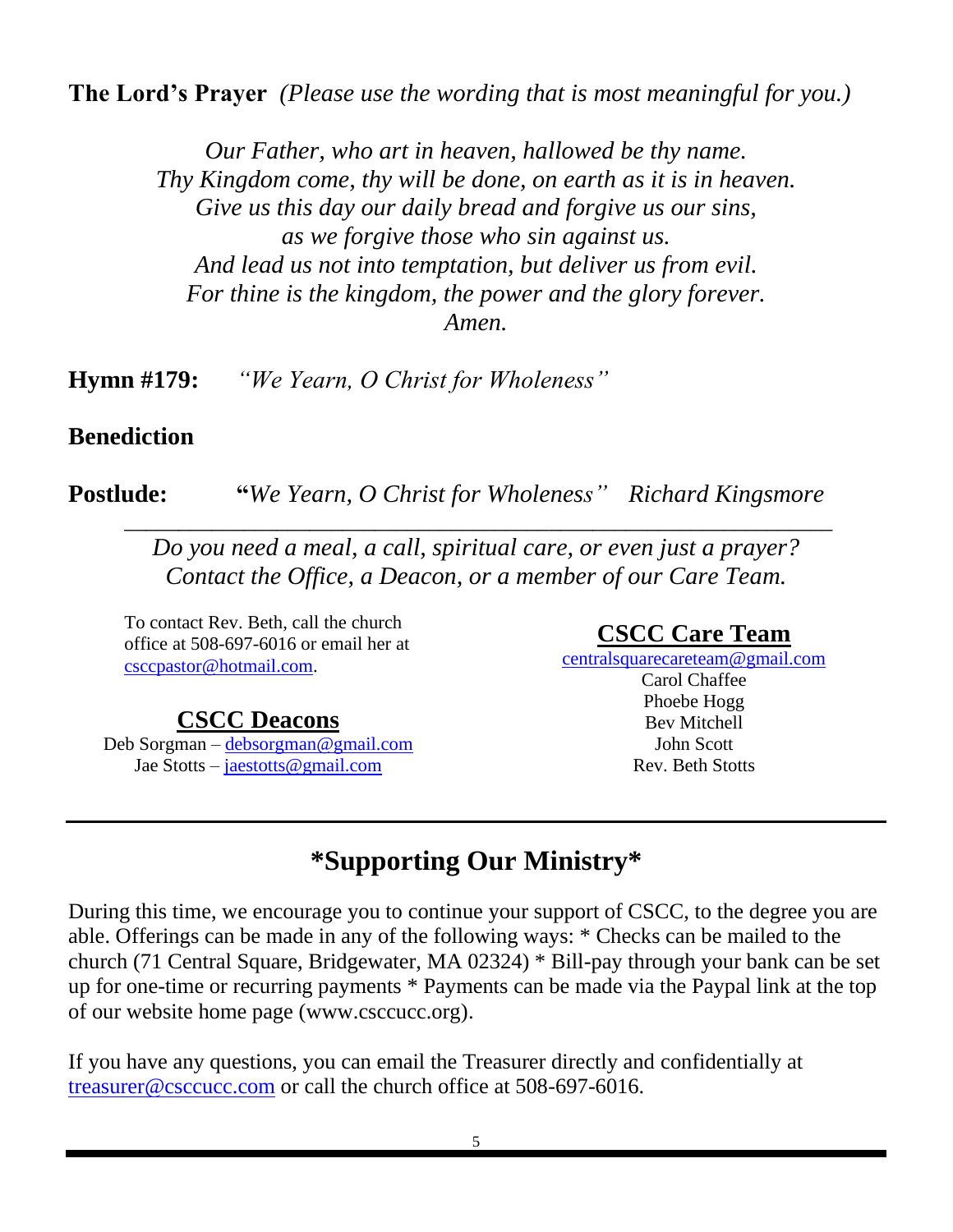**The Lord's Prayer** *(Please use the wording that is most meaningful for you.)*

*Our Father, who art in heaven, hallowed be thy name.*
*Thy Kingdom come, thy will be done, on earth as it is in heaven.*
*Give us this day our daily bread and forgive us our sins,*
*as we forgive those who sin against us.*
*And lead us not into temptation, but deliver us from evil.*
*For thine is the kingdom, the power and the glory forever.*
*Amen.*

**Hymn #179:** *"We Yearn, O Christ for Wholeness"*

**Benediction**

**Postlude:** **"***We Yearn, O Christ for Wholeness" Richard Kingsmore*

---

*Do you need a meal, a call, spiritual care, or even just a prayer?*
*Contact the Office, a Deacon, or a member of our Care Team.*

To contact Rev. Beth, call the church office at 508-697-6016 or email her at csccpastor@hotmail.com.

**CSCC Deacons**

Deb Sorgman – debsorgman@gmail.com
Jae Stotts – jaestotts@gmail.com

**CSCC Care Team**

centralsquarecareteam@gmail.com
Carol Chaffee
Phoebe Hogg
Bev Mitchell
John Scott
Rev. Beth Stotts

---

## *Supporting Our Ministry*

During this time, we encourage you to continue your support of CSCC, to the degree you are able. Offerings can be made in any of the following ways: * Checks can be mailed to the church (71 Central Square, Bridgewater, MA 02324) * Bill-pay through your bank can be set up for one-time or recurring payments * Payments can be made via the Paypal link at the top of our website home page (www.csccucc.org).

If you have any questions, you can email the Treasurer directly and confidentially at treasurer@csccucc.com or call the church office at 508-697-6016.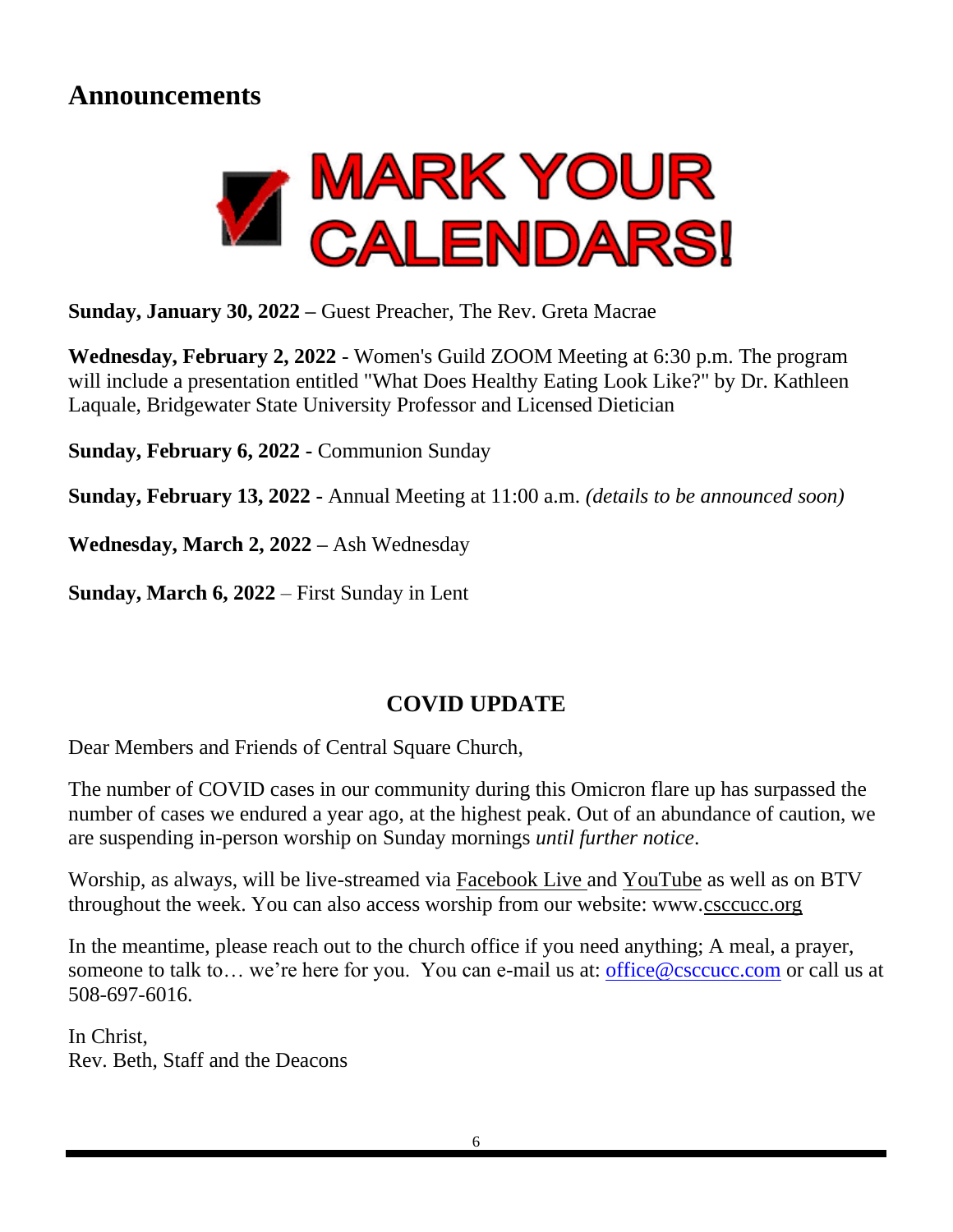# Announcements

MARK YOUR CALENDARS!

**Sunday, January 30, 2022 –** Guest Preacher, The Rev. Greta Macrae

**Wednesday, February 2, 2022** - Women's Guild ZOOM Meeting at 6:30 p.m. The program will include a presentation entitled "What Does Healthy Eating Look Like?" by Dr. Kathleen Laquale, Bridgewater State University Professor and Licensed Dietician

**Sunday, February 6, 2022** - Communion Sunday

**Sunday, February 13, 2022 -** Annual Meeting at 11:00 a.m. *(details to be announced soon)*

**Wednesday, March 2, 2022 –** Ash Wednesday

**Sunday, March 6, 2022** – First Sunday in Lent

## COVID UPDATE

Dear Members and Friends of Central Square Church,

The number of COVID cases in our community during this Omicron flare up has surpassed the number of cases we endured a year ago, at the highest peak. Out of an abundance of caution, we are suspending in-person worship on Sunday mornings *until further notice*.

Worship, as always, will be live-streamed via Facebook Live and YouTube as well as on BTV throughout the week. You can also access worship from our website: www.csccucc.org

In the meantime, please reach out to the church office if you need anything; A meal, a prayer, someone to talk to… we're here for you. You can e-mail us at: office@csccucc.com or call us at 508-697-6016.

In Christ,  
Rev. Beth, Staff and the Deacons